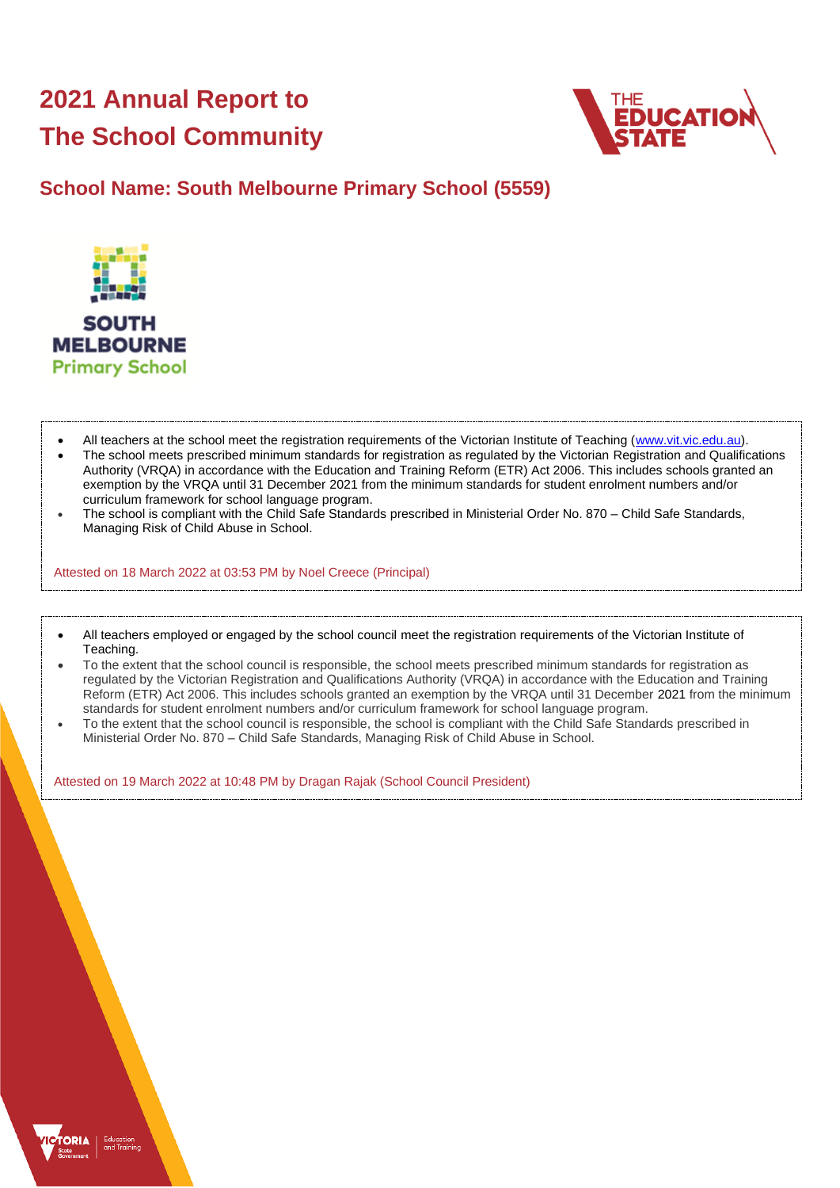# 2021 Annual Report to The School Community

## School Name: South Melbourne Primary School (5559)

- All teachers at the school meet the registration requirements of the Victorian Institute of Teaching (www.vit.vic.edu.au).
- The school meets prescribed minimum standards for registration as regulated by the Victorian Registration and Qualifications Authority (VRQA) in accordance with the Education and Training Reform (ETR) Act 2006. This includes schools granted an exemption by the VRQA until 31 December 2021 from the minimum standards for student enrolment numbers and/or curriculum framework for school language program.
- The school is compliant with the Child Safe Standards prescribed in Ministerial Order No. 870 – Child Safe Standards, Managing Risk of Child Abuse in School.

Attested on 18 March 2022 at 03:53 PM by Noel Creece (Principal)

- All teachers employed or engaged by the school council meet the registration requirements of the Victorian Institute of Teaching.
- To the extent that the school council is responsible, the school meets prescribed minimum standards for registration as regulated by the Victorian Registration and Qualifications Authority (VRQA) in accordance with the Education and Training Reform (ETR) Act 2006. This includes schools granted an exemption by the VRQA until 31 December 2021 from the minimum standards for student enrolment numbers and/or curriculum framework for school language program.
- To the extent that the school council is responsible, the school is compliant with the Child Safe Standards prescribed in Ministerial Order No. 870 – Child Safe Standards, Managing Risk of Child Abuse in School.

Attested on 19 March 2022 at 10:48 PM by Dragan Rajak (School Council President)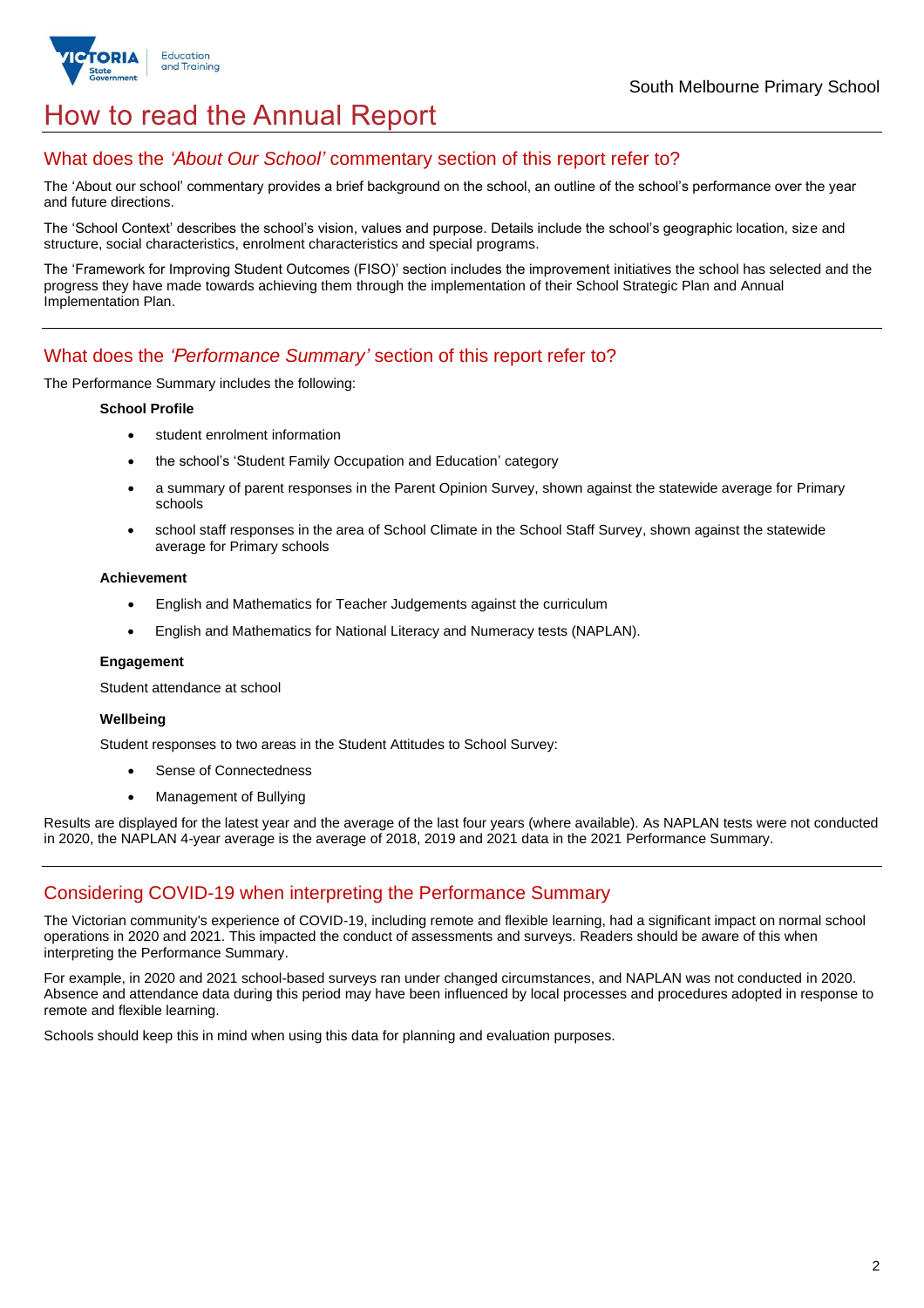# How to read the Annual Report

## What does the *'About Our School'* commentary section of this report refer to?

The 'About our school' commentary provides a brief background on the school, an outline of the school's performance over the year and future directions.

The 'School Context' describes the school's vision, values and purpose. Details include the school's geographic location, size and structure, social characteristics, enrolment characteristics and special programs.

The 'Framework for Improving Student Outcomes (FISO)' section includes the improvement initiatives the school has selected and the progress they have made towards achieving them through the implementation of their School Strategic Plan and Annual Implementation Plan.

## What does the *'Performance Summary'* section of this report refer to?

The Performance Summary includes the following:

**School Profile**

- student enrolment information
- the school's 'Student Family Occupation and Education' category
- a summary of parent responses in the Parent Opinion Survey, shown against the statewide average for Primary schools
- school staff responses in the area of School Climate in the School Staff Survey, shown against the statewide average for Primary schools

**Achievement**

- English and Mathematics for Teacher Judgements against the curriculum
- English and Mathematics for National Literacy and Numeracy tests (NAPLAN).

**Engagement**

Student attendance at school

**Wellbeing**

Student responses to two areas in the Student Attitudes to School Survey:

- Sense of Connectedness
- Management of Bullying

Results are displayed for the latest year and the average of the last four years (where available). As NAPLAN tests were not conducted in 2020, the NAPLAN 4-year average is the average of 2018, 2019 and 2021 data in the 2021 Performance Summary.

## Considering COVID-19 when interpreting the Performance Summary

The Victorian community's experience of COVID-19, including remote and flexible learning, had a significant impact on normal school operations in 2020 and 2021. This impacted the conduct of assessments and surveys. Readers should be aware of this when interpreting the Performance Summary.

For example, in 2020 and 2021 school-based surveys ran under changed circumstances, and NAPLAN was not conducted in 2020. Absence and attendance data during this period may have been influenced by local processes and procedures adopted in response to remote and flexible learning.

Schools should keep this in mind when using this data for planning and evaluation purposes.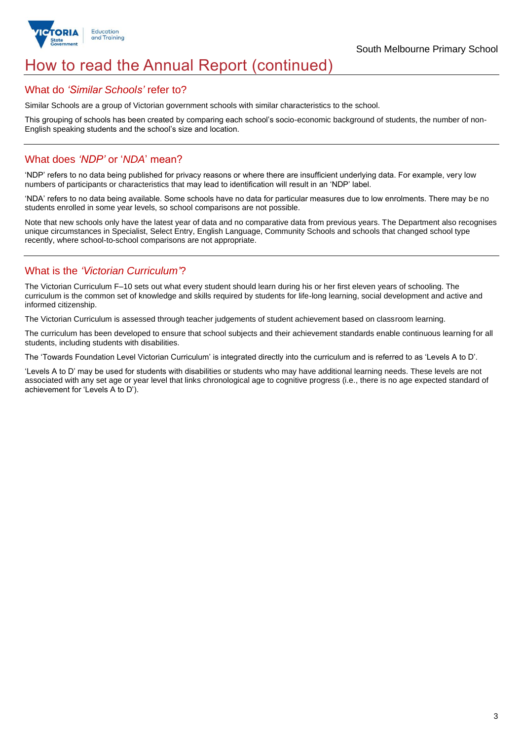# How to read the Annual Report (continued)

## What do *'Similar Schools'* refer to?

Similar Schools are a group of Victorian government schools with similar characteristics to the school.

This grouping of schools has been created by comparing each school's socio-economic background of students, the number of non-English speaking students and the school's size and location.

## What does *'NDP'* or '*NDA*' mean?

'NDP' refers to no data being published for privacy reasons or where there are insufficient underlying data. For example, very low numbers of participants or characteristics that may lead to identification will result in an 'NDP' label.

'NDA' refers to no data being available. Some schools have no data for particular measures due to low enrolments. There may be no students enrolled in some year levels, so school comparisons are not possible.

Note that new schools only have the latest year of data and no comparative data from previous years. The Department also recognises unique circumstances in Specialist, Select Entry, English Language, Community Schools and schools that changed school type recently, where school-to-school comparisons are not appropriate.

## What is the *'Victorian Curriculum'*?

The Victorian Curriculum F–10 sets out what every student should learn during his or her first eleven years of schooling. The curriculum is the common set of knowledge and skills required by students for life-long learning, social development and active and informed citizenship.

The Victorian Curriculum is assessed through teacher judgements of student achievement based on classroom learning.

The curriculum has been developed to ensure that school subjects and their achievement standards enable continuous learning for all students, including students with disabilities.

The 'Towards Foundation Level Victorian Curriculum' is integrated directly into the curriculum and is referred to as 'Levels A to D'.

'Levels A to D' may be used for students with disabilities or students who may have additional learning needs. These levels are not associated with any set age or year level that links chronological age to cognitive progress (i.e., there is no age expected standard of achievement for 'Levels A to D').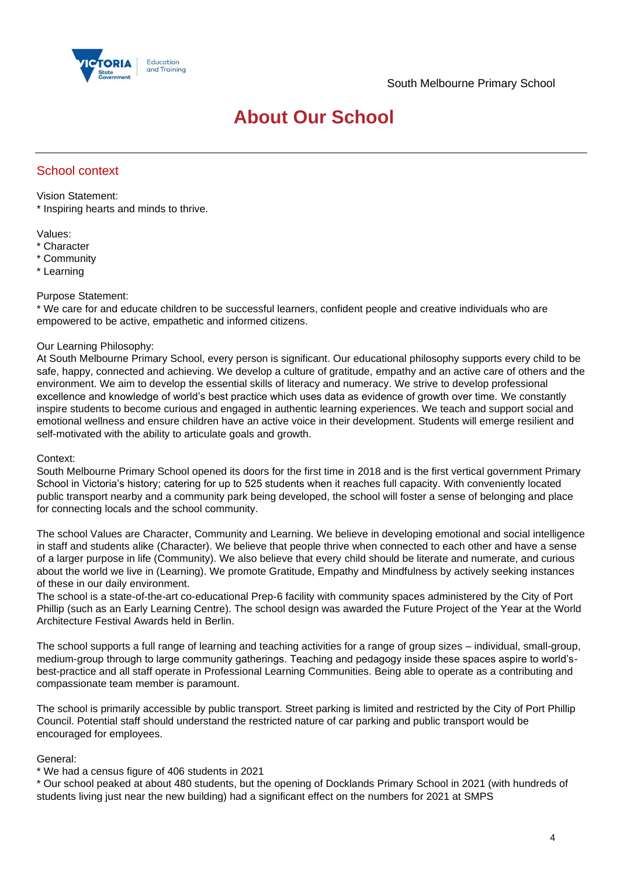# About Our School

## School context

Vision Statement:
* Inspiring hearts and minds to thrive.

Values:
* Character
* Community
* Learning

Purpose Statement:
* We care for and educate children to be successful learners, confident people and creative individuals who are empowered to be active, empathetic and informed citizens.

Our Learning Philosophy:
At South Melbourne Primary School, every person is significant. Our educational philosophy supports every child to be safe, happy, connected and achieving. We develop a culture of gratitude, empathy and an active care of others and the environment. We aim to develop the essential skills of literacy and numeracy. We strive to develop professional excellence and knowledge of world's best practice which uses data as evidence of growth over time. We constantly inspire students to become curious and engaged in authentic learning experiences. We teach and support social and emotional wellness and ensure children have an active voice in their development. Students will emerge resilient and self-motivated with the ability to articulate goals and growth.

Context:
South Melbourne Primary School opened its doors for the first time in 2018 and is the first vertical government Primary School in Victoria's history; catering for up to 525 students when it reaches full capacity. With conveniently located public transport nearby and a community park being developed, the school will foster a sense of belonging and place for connecting locals and the school community.

The school Values are Character, Community and Learning. We believe in developing emotional and social intelligence in staff and students alike (Character). We believe that people thrive when connected to each other and have a sense of a larger purpose in life (Community). We also believe that every child should be literate and numerate, and curious about the world we live in (Learning). We promote Gratitude, Empathy and Mindfulness by actively seeking instances of these in our daily environment.
The school is a state-of-the-art co-educational Prep-6 facility with community spaces administered by the City of Port Phillip (such as an Early Learning Centre). The school design was awarded the Future Project of the Year at the World Architecture Festival Awards held in Berlin.

The school supports a full range of learning and teaching activities for a range of group sizes – individual, small-group, medium-group through to large community gatherings. Teaching and pedagogy inside these spaces aspire to world's-best-practice and all staff operate in Professional Learning Communities. Being able to operate as a contributing and compassionate team member is paramount.

The school is primarily accessible by public transport. Street parking is limited and restricted by the City of Port Phillip Council. Potential staff should understand the restricted nature of car parking and public transport would be encouraged for employees.

General:
* We had a census figure of 406 students in 2021
* Our school peaked at about 480 students, but the opening of Docklands Primary School in 2021 (with hundreds of students living just near the new building) had a significant effect on the numbers for 2021 at SMPS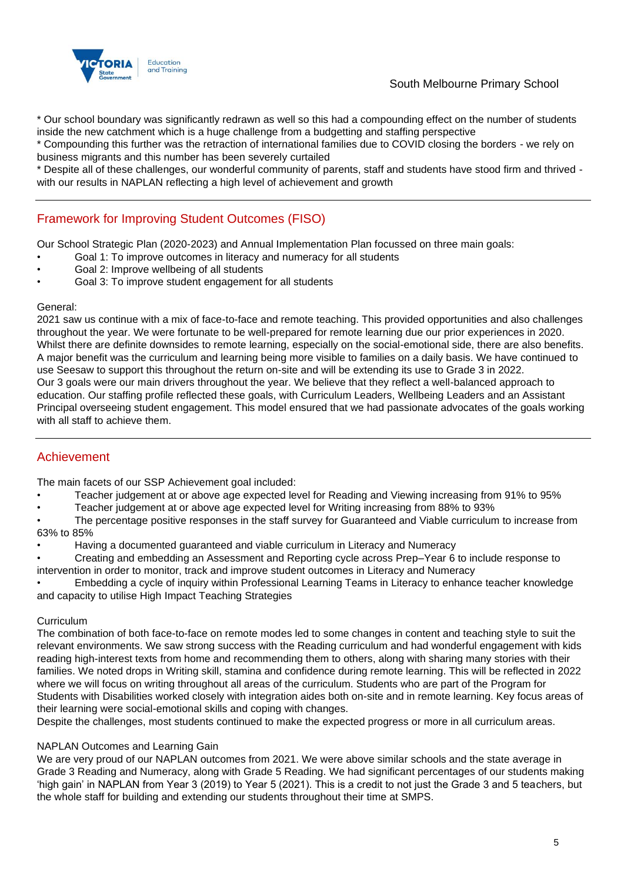* Our school boundary was significantly redrawn as well so this had a compounding effect on the number of students inside the new catchment which is a huge challenge from a budgetting and staffing perspective
* Compounding this further was the retraction of international families due to COVID closing the borders - we rely on business migrants and this number has been severely curtailed
* Despite all of these challenges, our wonderful community of parents, staff and students have stood firm and thrived - with our results in NAPLAN reflecting a high level of achievement and growth

## Framework for Improving Student Outcomes (FISO)

Our School Strategic Plan (2020-2023) and Annual Implementation Plan focussed on three main goals:

- Goal 1: To improve outcomes in literacy and numeracy for all students
- Goal 2: Improve wellbeing of all students
- Goal 3: To improve student engagement for all students

General:
2021 saw us continue with a mix of face-to-face and remote teaching. This provided opportunities and also challenges throughout the year. We were fortunate to be well-prepared for remote learning due our prior experiences in 2020. Whilst there are definite downsides to remote learning, especially on the social-emotional side, there are also benefits. A major benefit was the curriculum and learning being more visible to families on a daily basis. We have continued to use Seesaw to support this throughout the return on-site and will be extending its use to Grade 3 in 2022.
Our 3 goals were our main drivers throughout the year. We believe that they reflect a well-balanced approach to education. Our staffing profile reflected these goals, with Curriculum Leaders, Wellbeing Leaders and an Assistant Principal overseeing student engagement. This model ensured that we had passionate advocates of the goals working with all staff to achieve them.

## Achievement

The main facets of our SSP Achievement goal included:

- Teacher judgement at or above age expected level for Reading and Viewing increasing from 91% to 95%
- Teacher judgement at or above age expected level for Writing increasing from 88% to 93%
- The percentage positive responses in the staff survey for Guaranteed and Viable curriculum to increase from 63% to 85%
- Having a documented guaranteed and viable curriculum in Literacy and Numeracy
- Creating and embedding an Assessment and Reporting cycle across Prep–Year 6 to include response to intervention in order to monitor, track and improve student outcomes in Literacy and Numeracy
- Embedding a cycle of inquiry within Professional Learning Teams in Literacy to enhance teacher knowledge and capacity to utilise High Impact Teaching Strategies

Curriculum
The combination of both face-to-face on remote modes led to some changes in content and teaching style to suit the relevant environments. We saw strong success with the Reading curriculum and had wonderful engagement with kids reading high-interest texts from home and recommending them to others, along with sharing many stories with their families. We noted drops in Writing skill, stamina and confidence during remote learning. This will be reflected in 2022 where we will focus on writing throughout all areas of the curriculum. Students who are part of the Program for Students with Disabilities worked closely with integration aides both on-site and in remote learning. Key focus areas of their learning were social-emotional skills and coping with changes.
Despite the challenges, most students continued to make the expected progress or more in all curriculum areas.

NAPLAN Outcomes and Learning Gain
We are very proud of our NAPLAN outcomes from 2021. We were above similar schools and the state average in Grade 3 Reading and Numeracy, along with Grade 5 Reading. We had significant percentages of our students making 'high gain' in NAPLAN from Year 3 (2019) to Year 5 (2021). This is a credit to not just the Grade 3 and 5 teachers, but the whole staff for building and extending our students throughout their time at SMPS.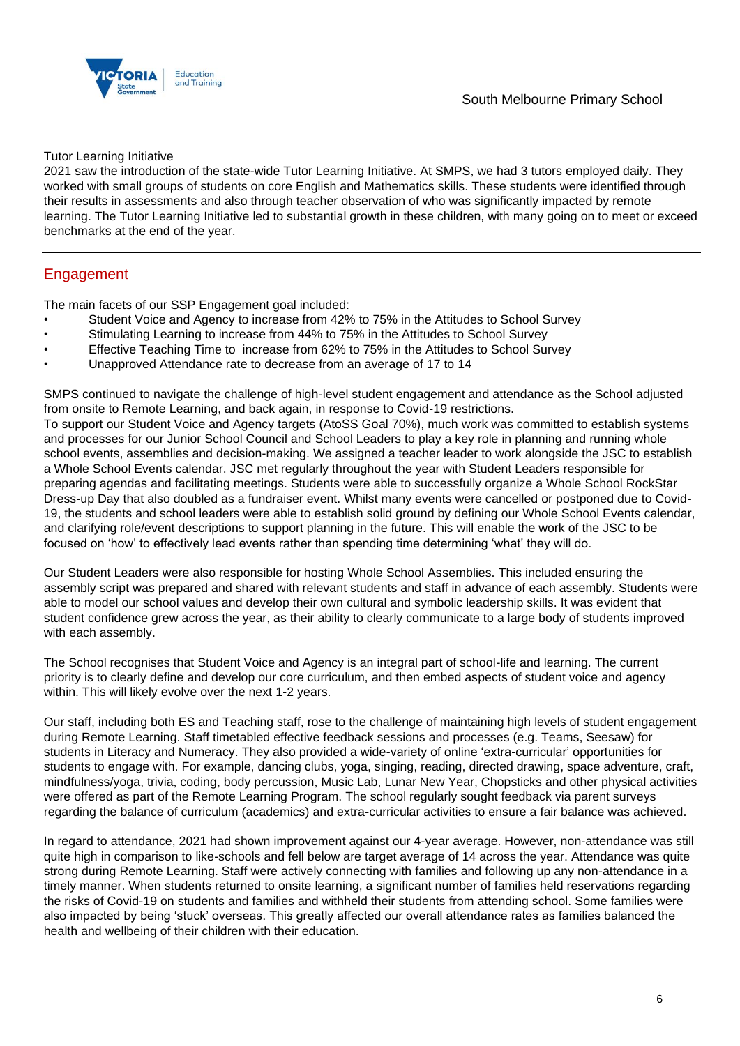Tutor Learning Initiative

2021 saw the introduction of the state-wide Tutor Learning Initiative. At SMPS, we had 3 tutors employed daily. They worked with small groups of students on core English and Mathematics skills. These students were identified through their results in assessments and also through teacher observation of who was significantly impacted by remote learning. The Tutor Learning Initiative led to substantial growth in these children, with many going on to meet or exceed benchmarks at the end of the year.

## Engagement

The main facets of our SSP Engagement goal included:

- Student Voice and Agency to increase from 42% to 75% in the Attitudes to School Survey
- Stimulating Learning to increase from 44% to 75% in the Attitudes to School Survey
- Effective Teaching Time to increase from 62% to 75% in the Attitudes to School Survey
- Unapproved Attendance rate to decrease from an average of 17 to 14

SMPS continued to navigate the challenge of high-level student engagement and attendance as the School adjusted from onsite to Remote Learning, and back again, in response to Covid-19 restrictions.
To support our Student Voice and Agency targets (AtoSS Goal 70%), much work was committed to establish systems and processes for our Junior School Council and School Leaders to play a key role in planning and running whole school events, assemblies and decision-making. We assigned a teacher leader to work alongside the JSC to establish a Whole School Events calendar. JSC met regularly throughout the year with Student Leaders responsible for preparing agendas and facilitating meetings. Students were able to successfully organize a Whole School RockStar Dress-up Day that also doubled as a fundraiser event. Whilst many events were cancelled or postponed due to Covid-19, the students and school leaders were able to establish solid ground by defining our Whole School Events calendar, and clarifying role/event descriptions to support planning in the future. This will enable the work of the JSC to be focused on 'how' to effectively lead events rather than spending time determining 'what' they will do.

Our Student Leaders were also responsible for hosting Whole School Assemblies. This included ensuring the assembly script was prepared and shared with relevant students and staff in advance of each assembly. Students were able to model our school values and develop their own cultural and symbolic leadership skills. It was evident that student confidence grew across the year, as their ability to clearly communicate to a large body of students improved with each assembly.

The School recognises that Student Voice and Agency is an integral part of school-life and learning. The current priority is to clearly define and develop our core curriculum, and then embed aspects of student voice and agency within. This will likely evolve over the next 1-2 years.

Our staff, including both ES and Teaching staff, rose to the challenge of maintaining high levels of student engagement during Remote Learning. Staff timetabled effective feedback sessions and processes (e.g. Teams, Seesaw) for students in Literacy and Numeracy. They also provided a wide-variety of online 'extra-curricular' opportunities for students to engage with. For example, dancing clubs, yoga, singing, reading, directed drawing, space adventure, craft, mindfulness/yoga, trivia, coding, body percussion, Music Lab, Lunar New Year, Chopsticks and other physical activities were offered as part of the Remote Learning Program. The school regularly sought feedback via parent surveys regarding the balance of curriculum (academics) and extra-curricular activities to ensure a fair balance was achieved.

In regard to attendance, 2021 had shown improvement against our 4-year average. However, non-attendance was still quite high in comparison to like-schools and fell below are target average of 14 across the year. Attendance was quite strong during Remote Learning. Staff were actively connecting with families and following up any non-attendance in a timely manner. When students returned to onsite learning, a significant number of families held reservations regarding the risks of Covid-19 on students and families and withheld their students from attending school. Some families were also impacted by being 'stuck' overseas. This greatly affected our overall attendance rates as families balanced the health and wellbeing of their children with their education.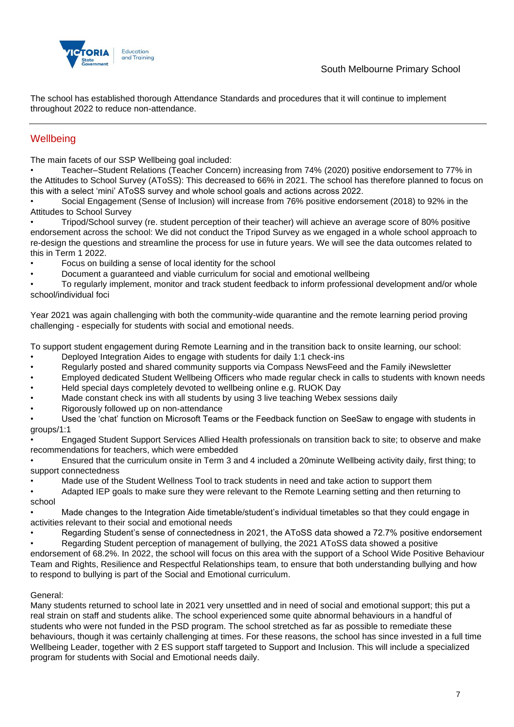The school has established thorough Attendance Standards and procedures that it will continue to implement throughout 2022 to reduce non-attendance.

## Wellbeing

The main facets of our SSP Wellbeing goal included:

- Teacher–Student Relations (Teacher Concern) increasing from 74% (2020) positive endorsement to 77% in the Attitudes to School Survey (AToSS): This decreased to 66% in 2021. The school has therefore planned to focus on this with a select 'mini' AToSS survey and whole school goals and actions across 2022.
- Social Engagement (Sense of Inclusion) will increase from 76% positive endorsement (2018) to 92% in the Attitudes to School Survey
- Tripod/School survey (re. student perception of their teacher) will achieve an average score of 80% positive endorsement across the school: We did not conduct the Tripod Survey as we engaged in a whole school approach to re-design the questions and streamline the process for use in future years. We will see the data outcomes related to this in Term 1 2022.
- Focus on building a sense of local identity for the school
- Document a guaranteed and viable curriculum for social and emotional wellbeing
- To regularly implement, monitor and track student feedback to inform professional development and/or whole school/individual foci

Year 2021 was again challenging with both the community-wide quarantine and the remote learning period proving challenging - especially for students with social and emotional needs.

To support student engagement during Remote Learning and in the transition back to onsite learning, our school:

- Deployed Integration Aides to engage with students for daily 1:1 check-ins
- Regularly posted and shared community supports via Compass NewsFeed and the Family iNewsletter
- Employed dedicated Student Wellbeing Officers who made regular check in calls to students with known needs
- Held special days completely devoted to wellbeing online e.g. RUOK Day
- Made constant check ins with all students by using 3 live teaching Webex sessions daily
- Rigorously followed up on non-attendance
- Used the 'chat' function on Microsoft Teams or the Feedback function on SeeSaw to engage with students in groups/1:1
- Engaged Student Support Services Allied Health professionals on transition back to site; to observe and make recommendations for teachers, which were embedded
- Ensured that the curriculum onsite in Term 3 and 4 included a 20minute Wellbeing activity daily, first thing; to support connectedness
- Made use of the Student Wellness Tool to track students in need and take action to support them
- Adapted IEP goals to make sure they were relevant to the Remote Learning setting and then returning to school
- Made changes to the Integration Aide timetable/student's individual timetables so that they could engage in activities relevant to their social and emotional needs
- Regarding Student's sense of connectedness in 2021, the AToSS data showed a 72.7% positive endorsement
- Regarding Student perception of management of bullying, the 2021 AToSS data showed a positive endorsement of 68.2%. In 2022, the school will focus on this area with the support of a School Wide Positive Behaviour Team and Rights, Resilience and Respectful Relationships team, to ensure that both understanding bullying and how to respond to bullying is part of the Social and Emotional curriculum.

General:

Many students returned to school late in 2021 very unsettled and in need of social and emotional support; this put a real strain on staff and students alike. The school experienced some quite abnormal behaviours in a handful of students who were not funded in the PSD program. The school stretched as far as possible to remediate these behaviours, though it was certainly challenging at times. For these reasons, the school has since invested in a full time Wellbeing Leader, together with 2 ES support staff targeted to Support and Inclusion. This will include a specialized program for students with Social and Emotional needs daily.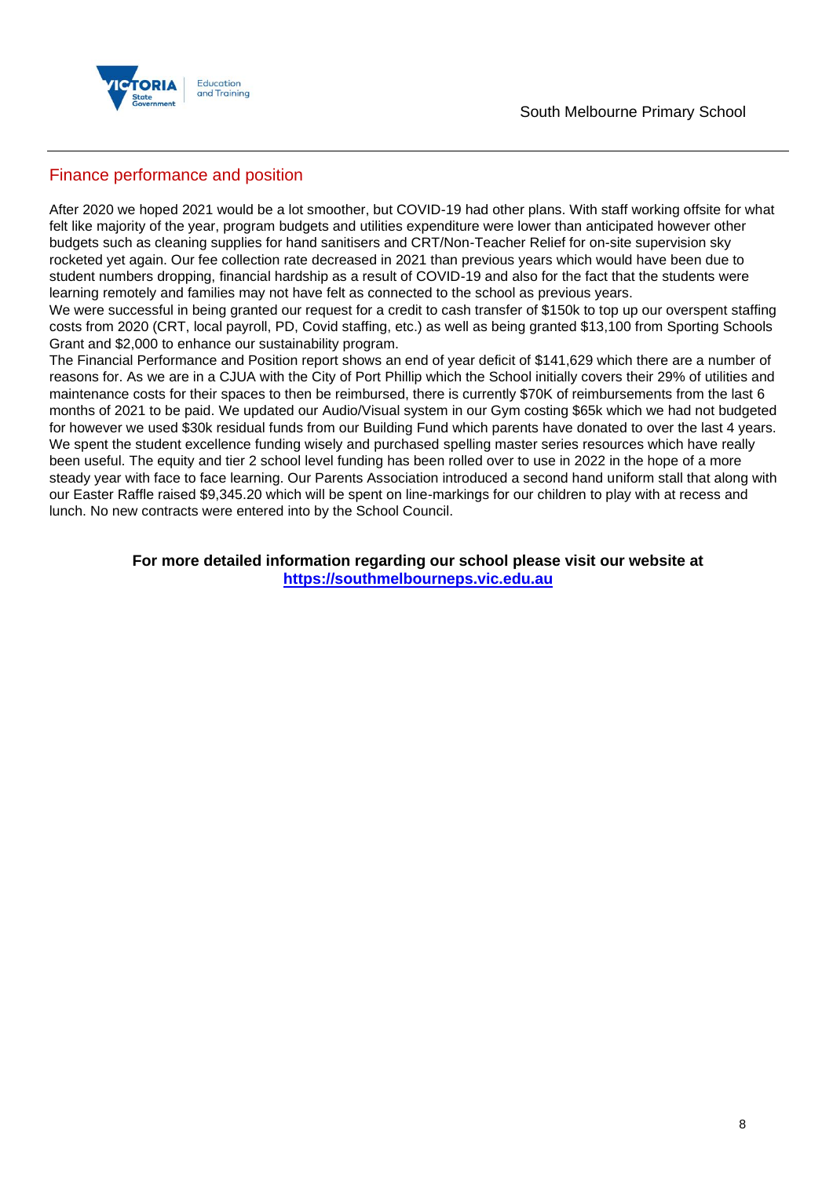## Finance performance and position

After 2020 we hoped 2021 would be a lot smoother, but COVID-19 had other plans. With staff working offsite for what felt like majority of the year, program budgets and utilities expenditure were lower than anticipated however other budgets such as cleaning supplies for hand sanitisers and CRT/Non-Teacher Relief for on-site supervision sky rocketed yet again. Our fee collection rate decreased in 2021 than previous years which would have been due to student numbers dropping, financial hardship as a result of COVID-19 and also for the fact that the students were learning remotely and families may not have felt as connected to the school as previous years.
We were successful in being granted our request for a credit to cash transfer of $150k to top up our overspent staffing costs from 2020 (CRT, local payroll, PD, Covid staffing, etc.) as well as being granted $13,100 from Sporting Schools Grant and $2,000 to enhance our sustainability program.
The Financial Performance and Position report shows an end of year deficit of $141,629 which there are a number of reasons for. As we are in a CJUA with the City of Port Phillip which the School initially covers their 29% of utilities and maintenance costs for their spaces to then be reimbursed, there is currently $70K of reimbursements from the last 6 months of 2021 to be paid. We updated our Audio/Visual system in our Gym costing $65k which we had not budgeted for however we used $30k residual funds from our Building Fund which parents have donated to over the last 4 years. We spent the student excellence funding wisely and purchased spelling master series resources which have really been useful. The equity and tier 2 school level funding has been rolled over to use in 2022 in the hope of a more steady year with face to face learning. Our Parents Association introduced a second hand uniform stall that along with our Easter Raffle raised $9,345.20 which will be spent on line-markings for our children to play with at recess and lunch. No new contracts were entered into by the School Council.

**For more detailed information regarding our school please visit our website at**
**[https://southmelbourneps.vic.edu.au](https://southmelbourneps.vic.edu.au)**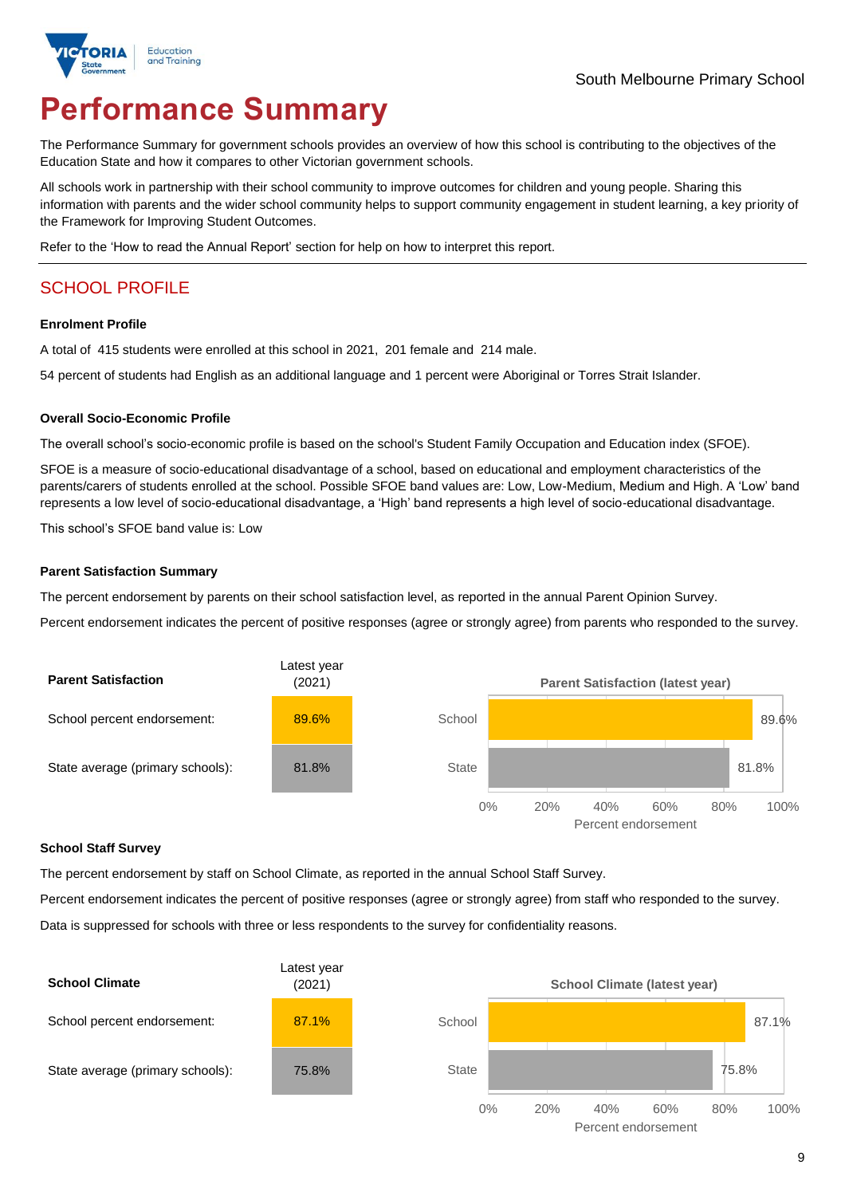South Melbourne Primary School

# Performance Summary

The Performance Summary for government schools provides an overview of how this school is contributing to the objectives of the Education State and how it compares to other Victorian government schools.

All schools work in partnership with their school community to improve outcomes for children and young people. Sharing this information with parents and the wider school community helps to support community engagement in student learning, a key priority of the Framework for Improving Student Outcomes.

Refer to the 'How to read the Annual Report' section for help on how to interpret this report.

## SCHOOL PROFILE

### Enrolment Profile

A total of 415 students were enrolled at this school in 2021, 201 female and 214 male.

54 percent of students had English as an additional language and 1 percent were Aboriginal or Torres Strait Islander.

### Overall Socio-Economic Profile

The overall school's socio-economic profile is based on the school's Student Family Occupation and Education index (SFOE).

SFOE is a measure of socio-educational disadvantage of a school, based on educational and employment characteristics of the parents/carers of students enrolled at the school. Possible SFOE band values are: Low, Low-Medium, Medium and High. A 'Low' band represents a low level of socio-educational disadvantage, a 'High' band represents a high level of socio-educational disadvantage.

This school's SFOE band value is: Low

### Parent Satisfaction Summary

The percent endorsement by parents on their school satisfaction level, as reported in the annual Parent Opinion Survey.

Percent endorsement indicates the percent of positive responses (agree or strongly agree) from parents who responded to the survey.

| Parent Satisfaction | Latest year (2021) |
|---|---|
| School percent endorsement: | 89.6% |
| State average (primary schools): | 81.8% |

Parent Satisfaction (latest year)

| | Percent endorsement |
|---|---|
| School | 89.6% |
| State | 81.8% |

### School Staff Survey

The percent endorsement by staff on School Climate, as reported in the annual School Staff Survey.

Percent endorsement indicates the percent of positive responses (agree or strongly agree) from staff who responded to the survey.

Data is suppressed for schools with three or less respondents to the survey for confidentiality reasons.

| School Climate | Latest year (2021) |
|---|---|
| School percent endorsement: | 87.1% |
| State average (primary schools): | 75.8% |

School Climate (latest year)

| | Percent endorsement |
|---|---|
| School | 87.1% |
| State | 75.8% |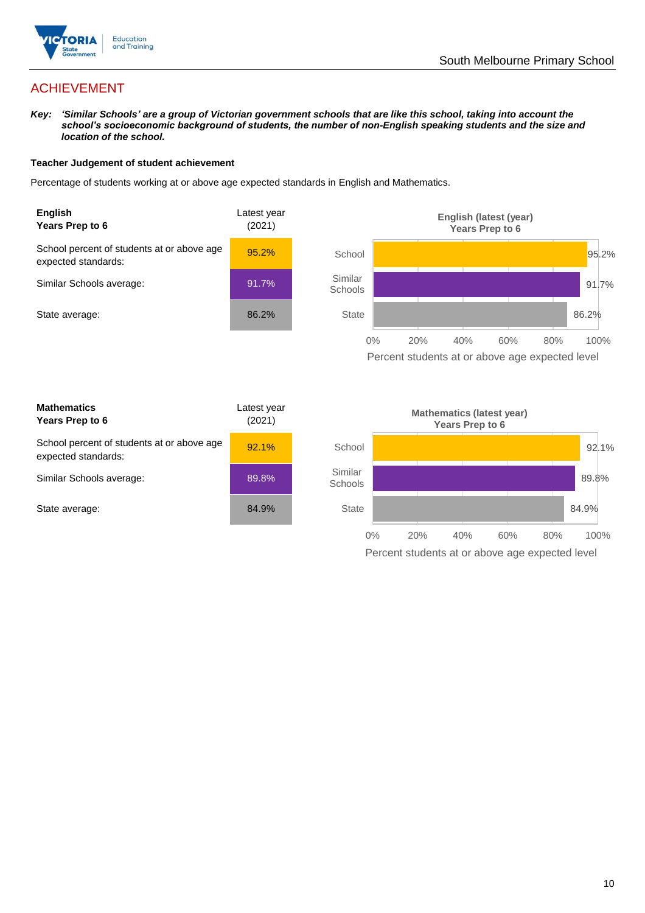# ACHIEVEMENT

***Key:** 'Similar Schools' are a group of Victorian government schools that are like this school, taking into account the school's socioeconomic background of students, the number of non-English speaking students and the size and location of the school.*

**Teacher Judgement of student achievement**

Percentage of students working at or above age expected standards in English and Mathematics.

| **English** **Years Prep to 6** | Latest year (2021) |
|---|---|
| School percent of students at or above age expected standards: | 95.2% |
| Similar Schools average: | 91.7% |
| State average: | 86.2% |

English (latest (year) Years Prep to 6

| | Percent students at or above age expected level |
|---|---|
| School | 95.2% |
| Similar Schools | 91.7% |
| State | 86.2% |

| **Mathematics** **Years Prep to 6** | Latest year (2021) |
|---|---|
| School percent of students at or above age expected standards: | 92.1% |
| Similar Schools average: | 89.8% |
| State average: | 84.9% |

Mathematics (latest year) Years Prep to 6

| | Percent students at or above age expected level |
|---|---|
| School | 92.1% |
| Similar Schools | 89.8% |
| State | 84.9% |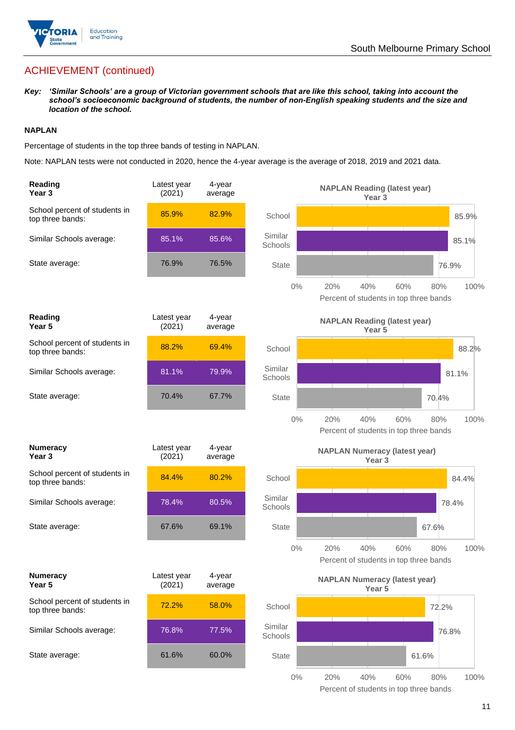## ACHIEVEMENT (continued)

***Key:*** ***'Similar Schools' are a group of Victorian government schools that are like this school, taking into account the school's socioeconomic background of students, the number of non-English speaking students and the size and location of the school.***

**NAPLAN**

Percentage of students in the top three bands of testing in NAPLAN.

Note: NAPLAN tests were not conducted in 2020, hence the 4-year average is the average of 2018, 2019 and 2021 data.

| **Reading Year 3** | Latest year (2021) | 4-year average |
|---|---|---|
| School percent of students in top three bands: | 85.9% | 82.9% |
| Similar Schools average: | 85.1% | 85.6% |
| State average: | 76.9% | 76.5% |

**NAPLAN Reading (latest year) Year 3**

| | Percent of students in top three bands |
|---|---|
| School | 85.9% |
| Similar Schools | 85.1% |
| State | 76.9% |

| **Reading Year 5** | Latest year (2021) | 4-year average |
|---|---|---|
| School percent of students in top three bands: | 88.2% | 69.4% |
| Similar Schools average: | 81.1% | 79.9% |
| State average: | 70.4% | 67.7% |

**NAPLAN Reading (latest year) Year 5**

| | Percent of students in top three bands |
|---|---|
| School | 88.2% |
| Similar Schools | 81.1% |
| State | 70.4% |

| **Numeracy Year 3** | Latest year (2021) | 4-year average |
|---|---|---|
| School percent of students in top three bands: | 84.4% | 80.2% |
| Similar Schools average: | 78.4% | 80.5% |
| State average: | 67.6% | 69.1% |

**NAPLAN Numeracy (latest year) Year 3**

| | Percent of students in top three bands |
|---|---|
| School | 84.4% |
| Similar Schools | 78.4% |
| State | 67.6% |

| **Numeracy Year 5** | Latest year (2021) | 4-year average |
|---|---|---|
| School percent of students in top three bands: | 72.2% | 58.0% |
| Similar Schools average: | 76.8% | 77.5% |
| State average: | 61.6% | 60.0% |

**NAPLAN Numeracy (latest year) Year 5**

| | Percent of students in top three bands |
|---|---|
| School | 72.2% |
| Similar Schools | 76.8% |
| State | 61.6% |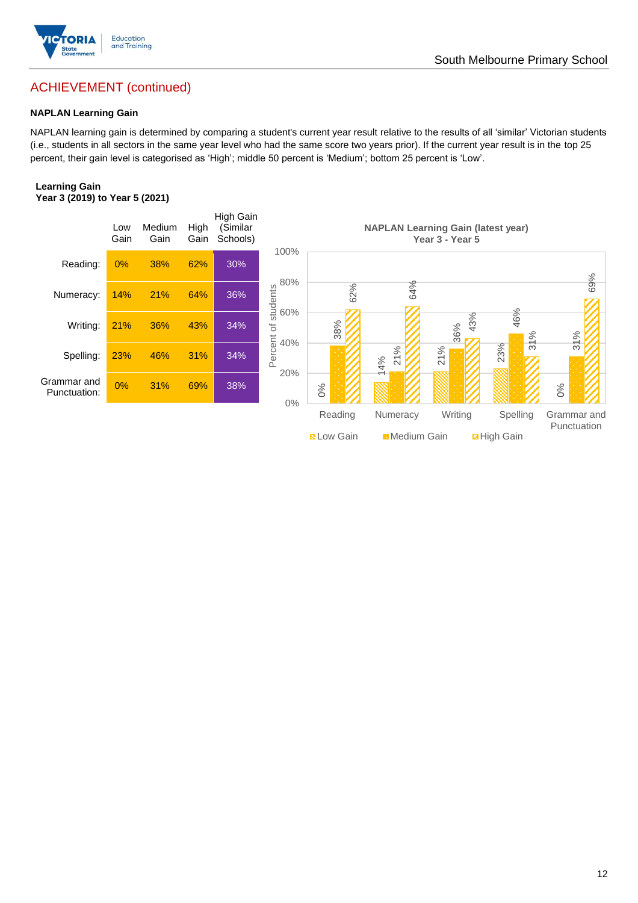## ACHIEVEMENT (continued)

### NAPLAN Learning Gain

NAPLAN learning gain is determined by comparing a student's current year result relative to the results of all 'similar' Victorian students (i.e., students in all sectors in the same year level who had the same score two years prior). If the current year result is in the top 25 percent, their gain level is categorised as 'High'; middle 50 percent is 'Medium'; bottom 25 percent is 'Low'.

**Learning Gain**
**Year 3 (2019) to Year 5 (2021)**

| | Low Gain | Medium Gain | High Gain | High Gain (Similar Schools) |
|---|---|---|---|---|
| Reading: | 0% | 38% | 62% | 30% |
| Numeracy: | 14% | 21% | 64% | 36% |
| Writing: | 21% | 36% | 43% | 34% |
| Spelling: | 23% | 46% | 31% | 34% |
| Grammar and Punctuation: | 0% | 31% | 69% | 38% |

**NAPLAN Learning Gain (latest year)**
**Year 3 - Year 5**

| | Low Gain | Medium Gain | High Gain |
|---|---|---|---|
| Reading | 0% | 38% | 62% |
| Numeracy | 14% | 21% | 64% |
| Writing | 21% | 36% | 43% |
| Spelling | 23% | 46% | 31% |
| Grammar and Punctuation | 0% | 31% | 69% |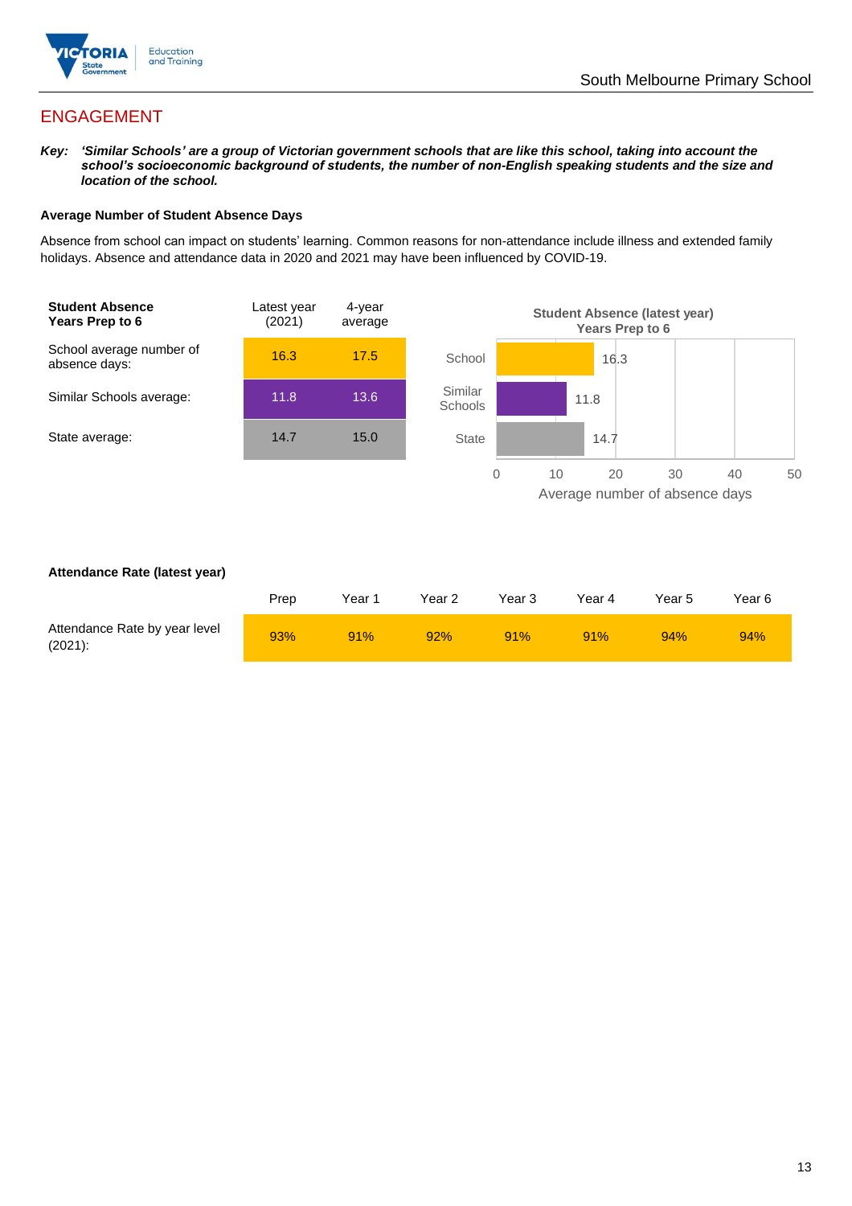## ENGAGEMENT

***Key:*** ***'Similar Schools' are a group of Victorian government schools that are like this school, taking into account the school's socioeconomic background of students, the number of non-English speaking students and the size and location of the school.***

**Average Number of Student Absence Days**

Absence from school can impact on students' learning. Common reasons for non-attendance include illness and extended family holidays. Absence and attendance data in 2020 and 2021 may have been influenced by COVID-19.

| **Student Absence Years Prep to 6** | Latest year (2021) | 4-year average |
|---|---|---|
| School average number of absence days: | 16.3 | 17.5 |
| Similar Schools average: | 11.8 | 13.6 |
| State average: | 14.7 | 15.0 |

**Student Absence (latest year) Years Prep to 6**

| | Average number of absence days |
|---|---|
| School | 16.3 |
| Similar Schools | 11.8 |
| State | 14.7 |

**Attendance Rate (latest year)**

| | Prep | Year 1 | Year 2 | Year 3 | Year 4 | Year 5 | Year 6 |
|---|---|---|---|---|---|---|---|
| Attendance Rate by year level (2021): | 93% | 91% | 92% | 91% | 91% | 94% | 94% |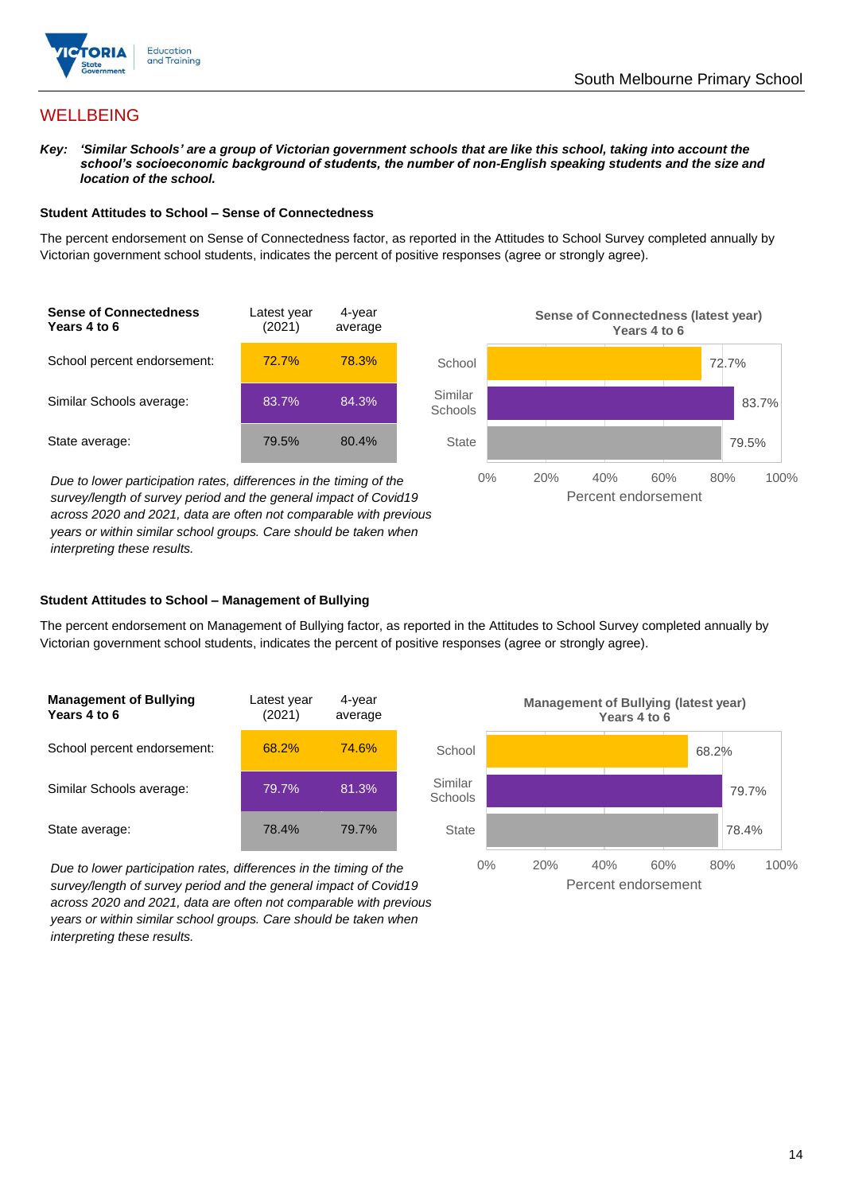## WELLBEING

***Key:*** ***'Similar Schools' are a group of Victorian government schools that are like this school, taking into account the school's socioeconomic background of students, the number of non-English speaking students and the size and location of the school.***

#### Student Attitudes to School – Sense of Connectedness

The percent endorsement on Sense of Connectedness factor, as reported in the Attitudes to School Survey completed annually by Victorian government school students, indicates the percent of positive responses (agree or strongly agree).

| **Sense of Connectedness Years 4 to 6** | Latest year (2021) | 4-year average |
|---|---|---|
| School percent endorsement: | 72.7% | 78.3% |
| Similar Schools average: | 83.7% | 84.3% |
| State average: | 79.5% | 80.4% |

*Due to lower participation rates, differences in the timing of the survey/length of survey period and the general impact of Covid19 across 2020 and 2021, data are often not comparable with previous years or within similar school groups. Care should be taken when interpreting these results.*

**Sense of Connectedness (latest year) Years 4 to 6**

| | Percent endorsement |
|---|---|
| School | 72.7% |
| Similar Schools | 83.7% |
| State | 79.5% |

#### Student Attitudes to School – Management of Bullying

The percent endorsement on Management of Bullying factor, as reported in the Attitudes to School Survey completed annually by Victorian government school students, indicates the percent of positive responses (agree or strongly agree).

| **Management of Bullying Years 4 to 6** | Latest year (2021) | 4-year average |
|---|---|---|
| School percent endorsement: | 68.2% | 74.6% |
| Similar Schools average: | 79.7% | 81.3% |
| State average: | 78.4% | 79.7% |

*Due to lower participation rates, differences in the timing of the survey/length of survey period and the general impact of Covid19 across 2020 and 2021, data are often not comparable with previous years or within similar school groups. Care should be taken when interpreting these results.*

**Management of Bullying (latest year) Years 4 to 6**

| | Percent endorsement |
|---|---|
| School | 68.2% |
| Similar Schools | 79.7% |
| State | 78.4% |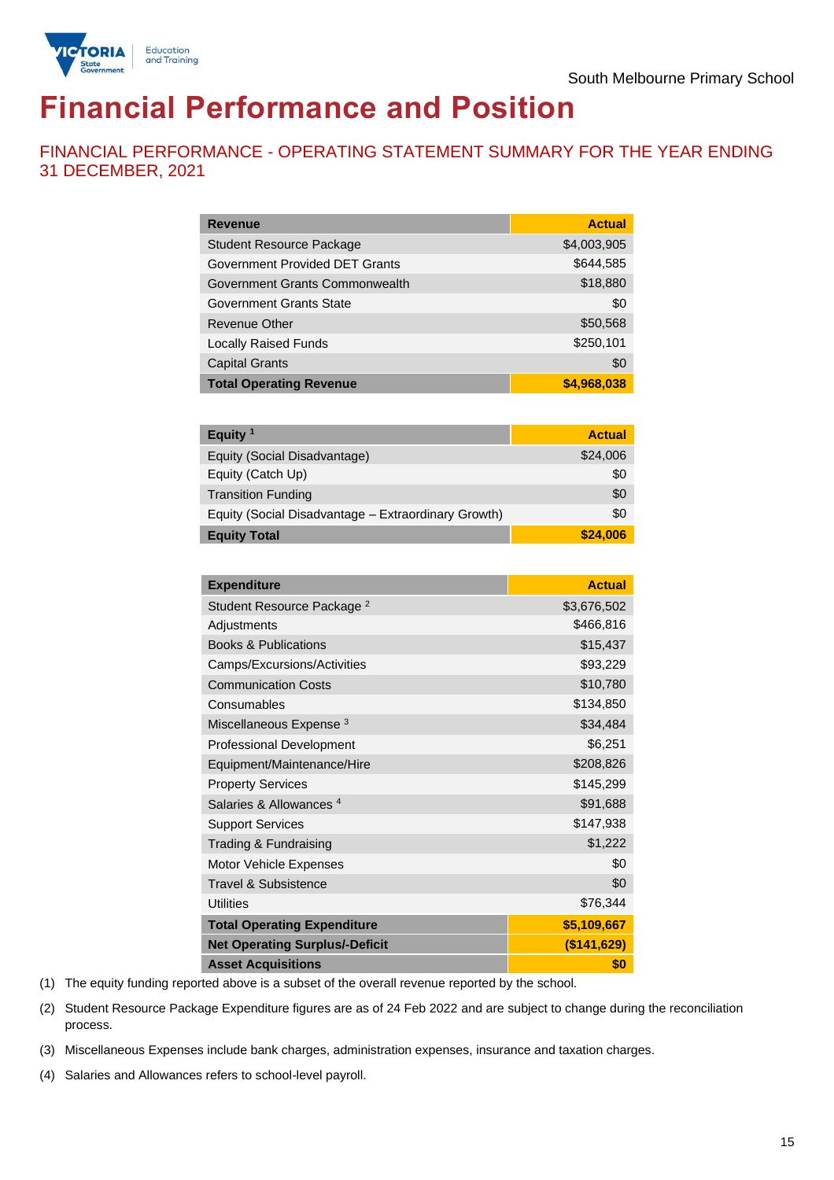South Melbourne Primary School

# Financial Performance and Position

## FINANCIAL PERFORMANCE - OPERATING STATEMENT SUMMARY FOR THE YEAR ENDING 31 DECEMBER, 2021

| Revenue | Actual |
|---|---|
| Student Resource Package | $4,003,905 |
| Government Provided DET Grants | $644,585 |
| Government Grants Commonwealth | $18,880 |
| Government Grants State | $0 |
| Revenue Other | $50,568 |
| Locally Raised Funds | $250,101 |
| Capital Grants | $0 |
| **Total Operating Revenue** | **$4,968,038** |

| Equity [1] | Actual |
|---|---|
| Equity (Social Disadvantage) | $24,006 |
| Equity (Catch Up) | $0 |
| Transition Funding | $0 |
| Equity (Social Disadvantage – Extraordinary Growth) | $0 |
| **Equity Total** | **$24,006** |

| Expenditure | Actual |
|---|---|
| Student Resource Package [2] | $3,676,502 |
| Adjustments | $466,816 |
| Books & Publications | $15,437 |
| Camps/Excursions/Activities | $93,229 |
| Communication Costs | $10,780 |
| Consumables | $134,850 |
| Miscellaneous Expense [3] | $34,484 |
| Professional Development | $6,251 |
| Equipment/Maintenance/Hire | $208,826 |
| Property Services | $145,299 |
| Salaries & Allowances [4] | $91,688 |
| Support Services | $147,938 |
| Trading & Fundraising | $1,222 |
| Motor Vehicle Expenses | $0 |
| Travel & Subsistence | $0 |
| Utilities | $76,344 |
| **Total Operating Expenditure** | **$5,109,667** |
| **Net Operating Surplus/-Deficit** | **($141,629)** |
| **Asset Acquisitions** | **$0** |

(1) The equity funding reported above is a subset of the overall revenue reported by the school.

(2) Student Resource Package Expenditure figures are as of 24 Feb 2022 and are subject to change during the reconciliation process.

(3) Miscellaneous Expenses include bank charges, administration expenses, insurance and taxation charges.

(4) Salaries and Allowances refers to school-level payroll.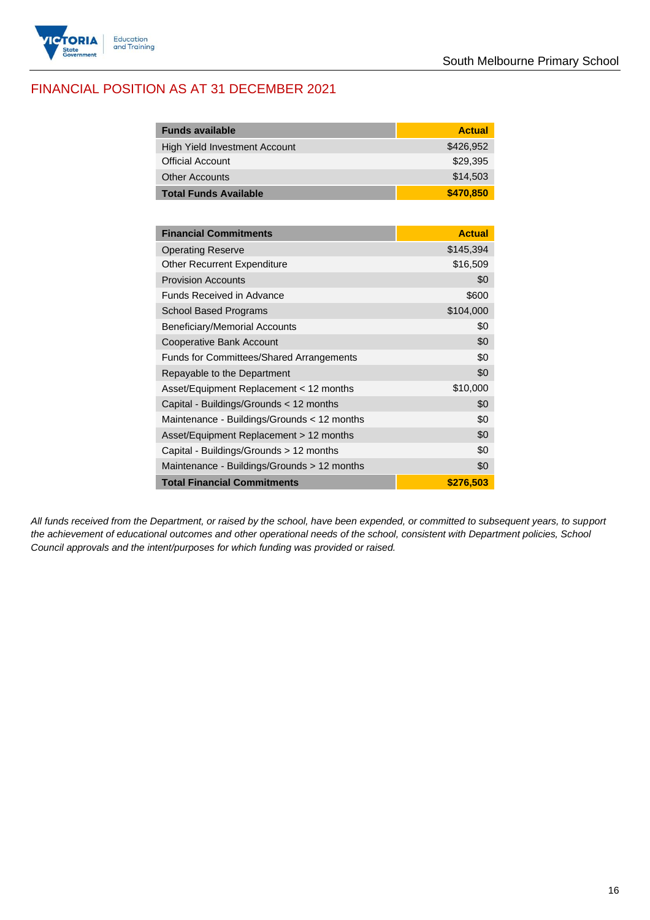# FINANCIAL POSITION AS AT 31 DECEMBER 2021

| Funds available | Actual |
|---|---|
| High Yield Investment Account | $426,952 |
| Official Account | $29,395 |
| Other Accounts | $14,503 |
| **Total Funds Available** | **$470,850** |

| Financial Commitments | Actual |
|---|---|
| Operating Reserve | $145,394 |
| Other Recurrent Expenditure | $16,509 |
| Provision Accounts | $0 |
| Funds Received in Advance | $600 |
| School Based Programs | $104,000 |
| Beneficiary/Memorial Accounts | $0 |
| Cooperative Bank Account | $0 |
| Funds for Committees/Shared Arrangements | $0 |
| Repayable to the Department | $0 |
| Asset/Equipment Replacement < 12 months | $10,000 |
| Capital - Buildings/Grounds < 12 months | $0 |
| Maintenance - Buildings/Grounds < 12 months | $0 |
| Asset/Equipment Replacement > 12 months | $0 |
| Capital - Buildings/Grounds > 12 months | $0 |
| Maintenance - Buildings/Grounds > 12 months | $0 |
| **Total Financial Commitments** | **$276,503** |

*All funds received from the Department, or raised by the school, have been expended, or committed to subsequent years, to support the achievement of educational outcomes and other operational needs of the school, consistent with Department policies, School Council approvals and the intent/purposes for which funding was provided or raised.*